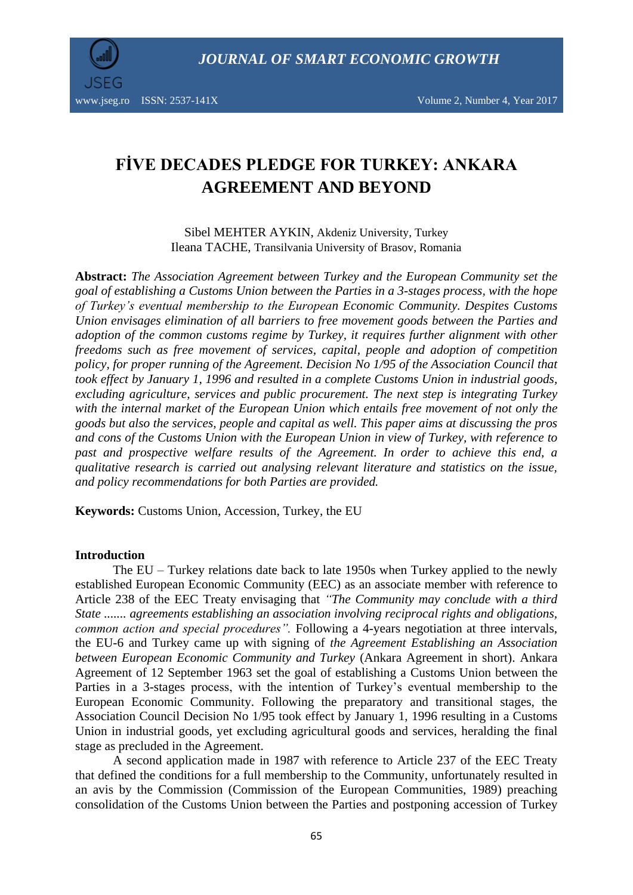# FİVE DECADES PLEDGE FOR TURKEY: ANKARA AGREEMENT AND BEYOND

Sibel MEHTER AYKIN, Akdeniz University, Turkey
Ileana TACHE, Transilvania University of Brasov, Romania

**Abstract:** *The Association Agreement between Turkey and the European Community set the goal of establishing a Customs Union between the Parties in a 3-stages process, with the hope of Turkey's eventual membership to the European Economic Community. Despites Customs Union envisages elimination of all barriers to free movement goods between the Parties and adoption of the common customs regime by Turkey, it requires further alignment with other freedoms such as free movement of services, capital, people and adoption of competition policy, for proper running of the Agreement. Decision No 1/95 of the Association Council that took effect by January 1, 1996 and resulted in a complete Customs Union in industrial goods, excluding agriculture, services and public procurement. The next step is integrating Turkey with the internal market of the European Union which entails free movement of not only the goods but also the services, people and capital as well. This paper aims at discussing the pros and cons of the Customs Union with the European Union in view of Turkey, with reference to past and prospective welfare results of the Agreement. In order to achieve this end, a qualitative research is carried out analysing relevant literature and statistics on the issue, and policy recommendations for both Parties are provided.*

**Keywords:** Customs Union, Accession, Turkey, the EU

## Introduction

The EU – Turkey relations date back to late 1950s when Turkey applied to the newly established European Economic Community (EEC) as an associate member with reference to Article 238 of the EEC Treaty envisaging that *"The Community may conclude with a third State ....... agreements establishing an association involving reciprocal rights and obligations, common action and special procedures".* Following a 4-years negotiation at three intervals, the EU-6 and Turkey came up with signing of *the Agreement Establishing an Association between European Economic Community and Turkey* (Ankara Agreement in short). Ankara Agreement of 12 September 1963 set the goal of establishing a Customs Union between the Parties in a 3-stages process, with the intention of Turkey's eventual membership to the European Economic Community. Following the preparatory and transitional stages, the Association Council Decision No 1/95 took effect by January 1, 1996 resulting in a Customs Union in industrial goods, yet excluding agricultural goods and services, heralding the final stage as precluded in the Agreement.

A second application made in 1987 with reference to Article 237 of the EEC Treaty that defined the conditions for a full membership to the Community, unfortunately resulted in an avis by the Commission (Commission of the European Communities, 1989) preaching consolidation of the Customs Union between the Parties and postponing accession of Turkey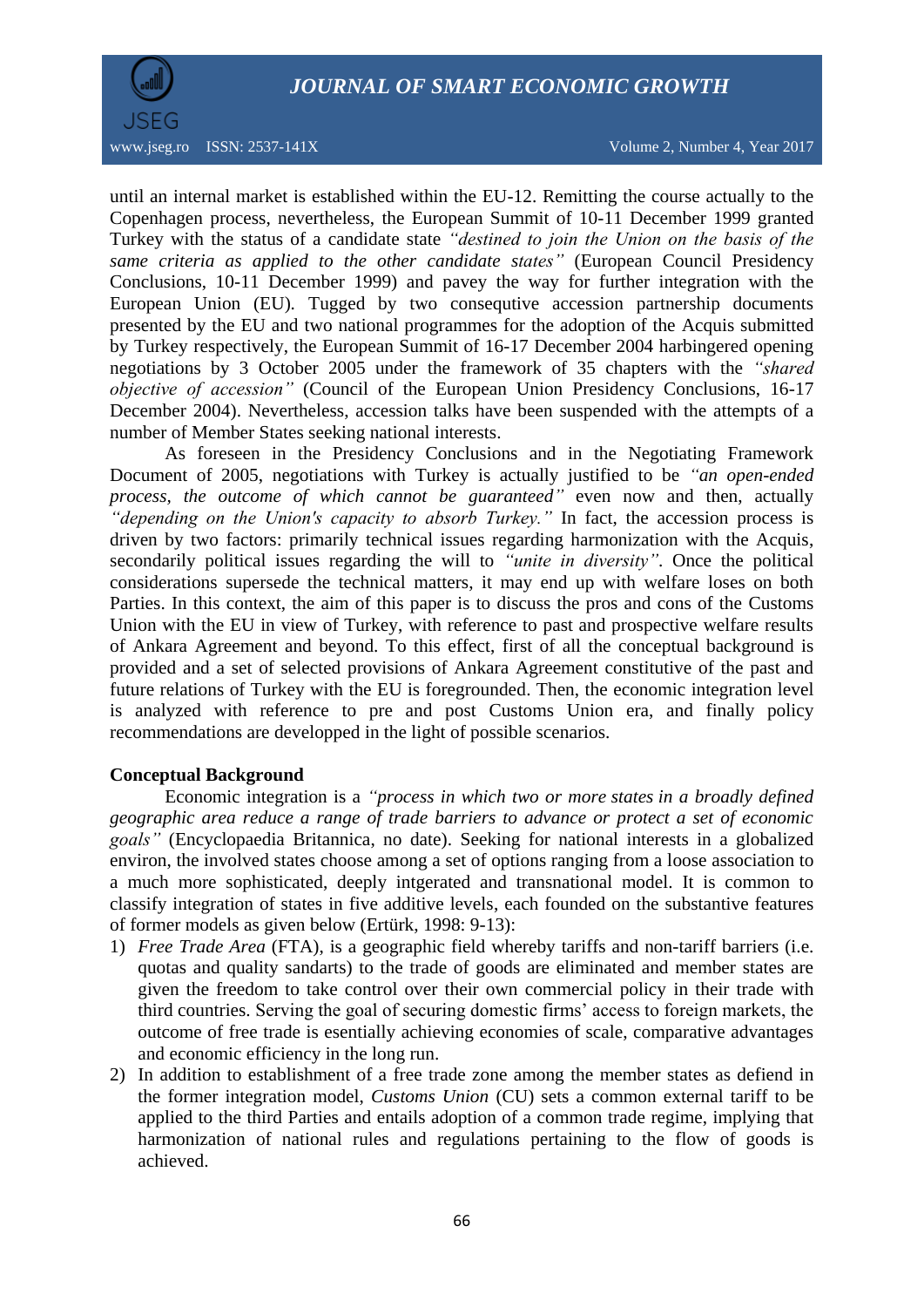until an internal market is established within the EU-12. Remitting the course actually to the Copenhagen process, nevertheless, the European Summit of 10-11 December 1999 granted Turkey with the status of a candidate state *"destined to join the Union on the basis of the same criteria as applied to the other candidate states"* (European Council Presidency Conclusions, 10-11 December 1999) and pavey the way for further integration with the European Union (EU). Tugged by two consequtive accession partnership documents presented by the EU and two national programmes for the adoption of the Acquis submitted by Turkey respectively, the European Summit of 16-17 December 2004 harbingered opening negotiations by 3 October 2005 under the framework of 35 chapters with the *"shared objective of accession"* (Council of the European Union Presidency Conclusions, 16-17 December 2004). Nevertheless, accession talks have been suspended with the attempts of a number of Member States seeking national interests.

As foreseen in the Presidency Conclusions and in the Negotiating Framework Document of 2005, negotiations with Turkey is actually justified to be *"an open-ended process, the outcome of which cannot be guaranteed"* even now and then, actually *"depending on the Union's capacity to absorb Turkey."* In fact, the accession process is driven by two factors: primarily technical issues regarding harmonization with the Acquis, secondarily political issues regarding the will to *"unite in diversity"*. Once the political considerations supersede the technical matters, it may end up with welfare loses on both Parties. In this context, the aim of this paper is to discuss the pros and cons of the Customs Union with the EU in view of Turkey, with reference to past and prospective welfare results of Ankara Agreement and beyond. To this effect, first of all the conceptual background is provided and a set of selected provisions of Ankara Agreement constitutive of the past and future relations of Turkey with the EU is foregrounded. Then, the economic integration level is analyzed with reference to pre and post Customs Union era, and finally policy recommendations are developped in the light of possible scenarios.

**Conceptual Background**

Economic integration is a *"process in which two or more states in a broadly defined geographic area reduce a range of trade barriers to advance or protect a set of economic goals"* (Encyclopaedia Britannica, no date). Seeking for national interests in a globalized environ, the involved states choose among a set of options ranging from a loose association to a much more sophisticated, deeply intgerated and transnational model. It is common to classify integration of states in five additive levels, each founded on the substantive features of former models as given below (Ertürk, 1998: 9-13):

1) *Free Trade Area* (FTA), is a geographic field whereby tariffs and non-tariff barriers (i.e. quotas and quality sandarts) to the trade of goods are eliminated and member states are given the freedom to take control over their own commercial policy in their trade with third countries. Serving the goal of securing domestic firms' access to foreign markets, the outcome of free trade is esentially achieving economies of scale, comparative advantages and economic efficiency in the long run.
2) In addition to establishment of a free trade zone among the member states as defiend in the former integration model, *Customs Union* (CU) sets a common external tariff to be applied to the third Parties and entails adoption of a common trade regime, implying that harmonization of national rules and regulations pertaining to the flow of goods is achieved.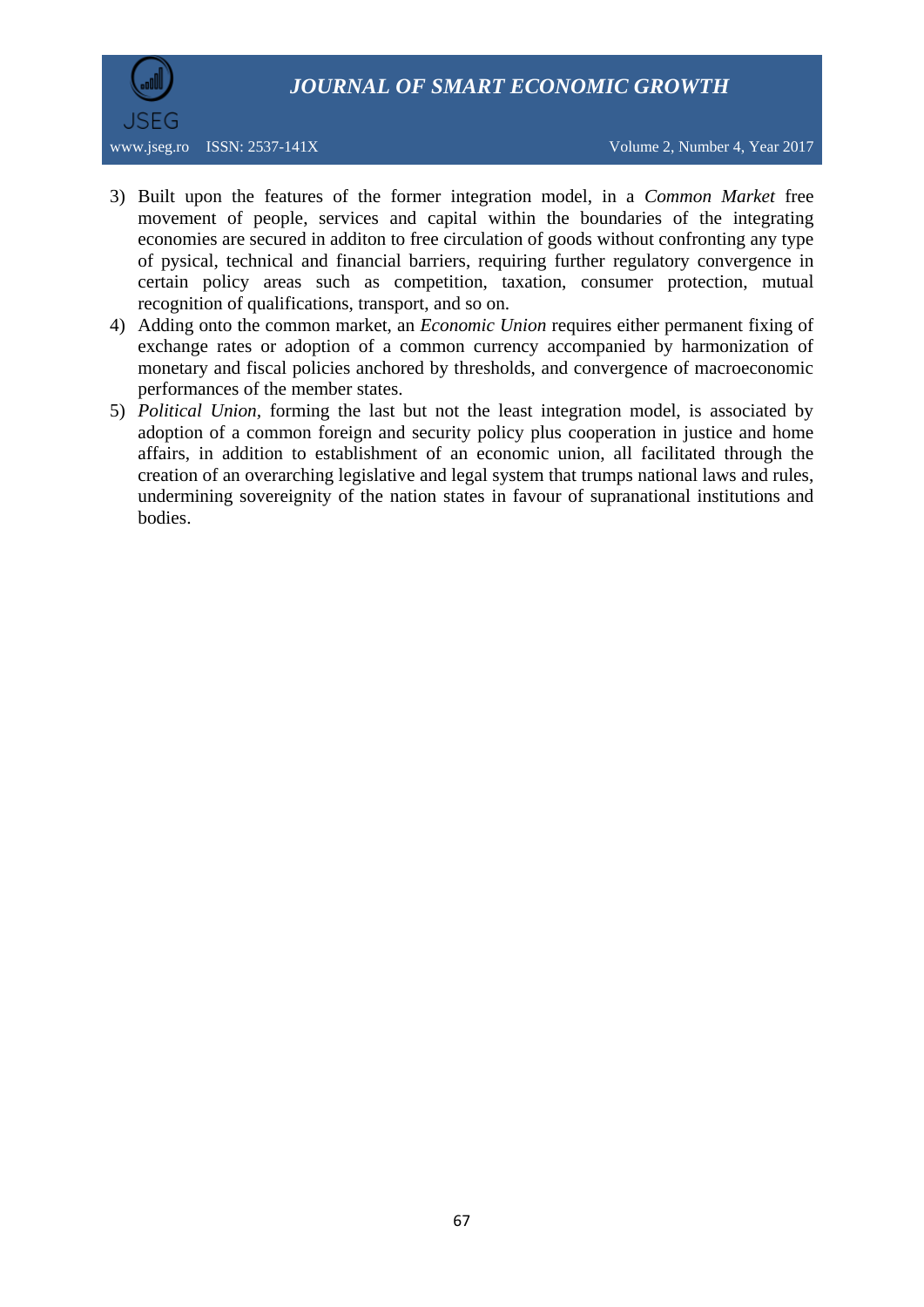3) Built upon the features of the former integration model, in a *Common Market* free movement of people, services and capital within the boundaries of the integrating economies are secured in additon to free circulation of goods without confronting any type of pysical, technical and financial barriers, requiring further regulatory convergence in certain policy areas such as competition, taxation, consumer protection, mutual recognition of qualifications, transport, and so on.
4) Adding onto the common market, an *Economic Union* requires either permanent fixing of exchange rates or adoption of a common currency accompanied by harmonization of monetary and fiscal policies anchored by thresholds, and convergence of macroeconomic performances of the member states.
5) *Political Union*, forming the last but not the least integration model, is associated by adoption of a common foreign and security policy plus cooperation in justice and home affairs, in addition to establishment of an economic union, all facilitated through the creation of an overarching legislative and legal system that trumps national laws and rules, undermining sovereignity of the nation states in favour of supranational institutions and bodies.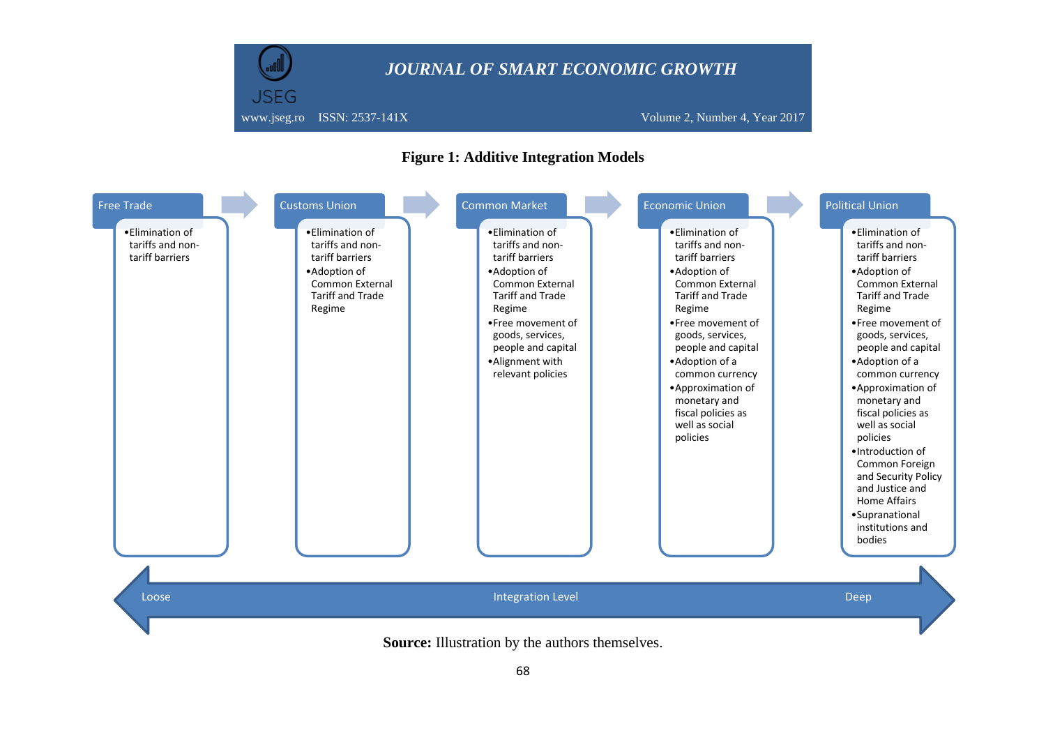**Figure 1: Additive Integration Models**

| Free Trade | Customs Union | Common Market | Economic Union | Political Union |
|---|---|---|---|---|
| • Elimination of tariffs and non-tariff barriers | • Elimination of tariffs and non-tariff barriers<br>• Adoption of Common External Tariff and Trade Regime | • Elimination of tariffs and non-tariff barriers<br>• Adoption of Common External Tariff and Trade Regime<br>• Free movement of goods, services, people and capital<br>• Alignment with relevant policies | • Elimination of tariffs and non-tariff barriers<br>• Adoption of Common External Tariff and Trade Regime<br>• Free movement of goods, services, people and capital<br>• Adoption of a common currency<br>• Approximation of monetary and fiscal policies as well as social policies | • Elimination of tariffs and non-tariff barriers<br>• Adoption of Common External Tariff and Trade Regime<br>• Free movement of goods, services, people and capital<br>• Adoption of a common currency<br>• Approximation of monetary and fiscal policies as well as social policies<br>• Introduction of Common Foreign and Security Policy and Justice and Home Affairs<br>• Supranational institutions and bodies |

Loose ← Integration Level → Deep

**Source:** Illustration by the authors themselves.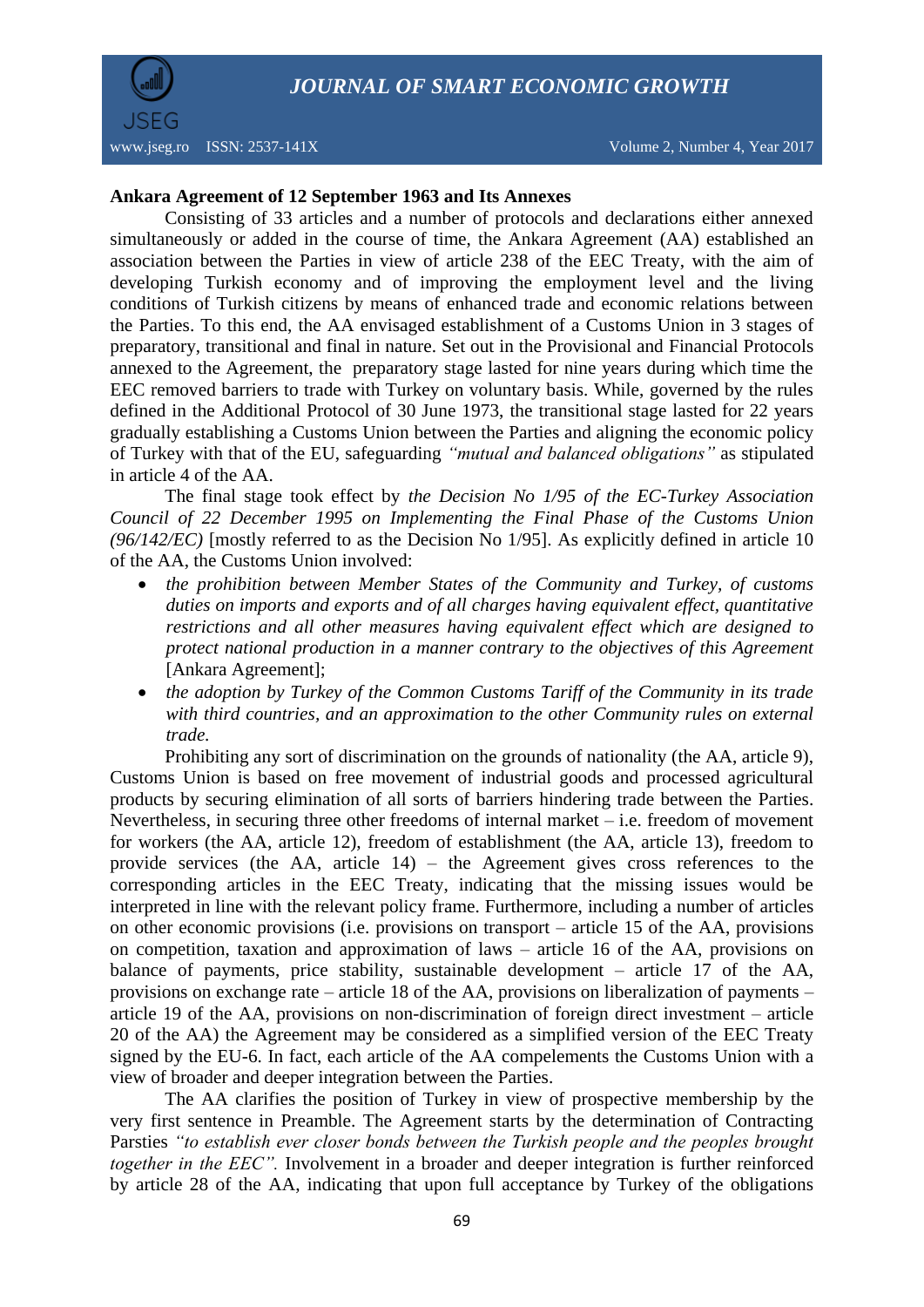**Ankara Agreement of 12 September 1963 and Its Annexes**

Consisting of 33 articles and a number of protocols and declarations either annexed simultaneously or added in the course of time, the Ankara Agreement (AA) established an association between the Parties in view of article 238 of the EEC Treaty, with the aim of developing Turkish economy and of improving the employment level and the living conditions of Turkish citizens by means of enhanced trade and economic relations between the Parties. To this end, the AA envisaged establishment of a Customs Union in 3 stages of preparatory, transitional and final in nature. Set out in the Provisional and Financial Protocols annexed to the Agreement, the preparatory stage lasted for nine years during which time the EEC removed barriers to trade with Turkey on voluntary basis. While, governed by the rules defined in the Additional Protocol of 30 June 1973, the transitional stage lasted for 22 years gradually establishing a Customs Union between the Parties and aligning the economic policy of Turkey with that of the EU, safeguarding *"mutual and balanced obligations"* as stipulated in article 4 of the AA.

The final stage took effect by *the Decision No 1/95 of the EC-Turkey Association Council of 22 December 1995 on Implementing the Final Phase of the Customs Union (96/142/EC)* [mostly referred to as the Decision No 1/95]. As explicitly defined in article 10 of the AA, the Customs Union involved:

- *the prohibition between Member States of the Community and Turkey, of customs duties on imports and exports and of all charges having equivalent effect, quantitative restrictions and all other measures having equivalent effect which are designed to protect national production in a manner contrary to the objectives of this Agreement* [Ankara Agreement];
- *the adoption by Turkey of the Common Customs Tariff of the Community in its trade with third countries, and an approximation to the other Community rules on external trade.*

Prohibiting any sort of discrimination on the grounds of nationality (the AA, article 9), Customs Union is based on free movement of industrial goods and processed agricultural products by securing elimination of all sorts of barriers hindering trade between the Parties. Nevertheless, in securing three other freedoms of internal market – i.e. freedom of movement for workers (the AA, article 12), freedom of establishment (the AA, article 13), freedom to provide services (the AA, article 14) – the Agreement gives cross references to the corresponding articles in the EEC Treaty, indicating that the missing issues would be interpreted in line with the relevant policy frame. Furthermore, including a number of articles on other economic provisions (i.e. provisions on transport – article 15 of the AA, provisions on competition, taxation and approximation of laws – article 16 of the AA, provisions on balance of payments, price stability, sustainable development – article 17 of the AA, provisions on exchange rate – article 18 of the AA, provisions on liberalization of payments – article 19 of the AA, provisions on non-discrimination of foreign direct investment – article 20 of the AA) the Agreement may be considered as a simplified version of the EEC Treaty signed by the EU-6. In fact, each article of the AA compelements the Customs Union with a view of broader and deeper integration between the Parties.

The AA clarifies the position of Turkey in view of prospective membership by the very first sentence in Preamble. The Agreement starts by the determination of Contracting Parsties *"to establish ever closer bonds between the Turkish people and the peoples brought together in the EEC".* Involvement in a broader and deeper integration is further reinforced by article 28 of the AA, indicating that upon full acceptance by Turkey of the obligations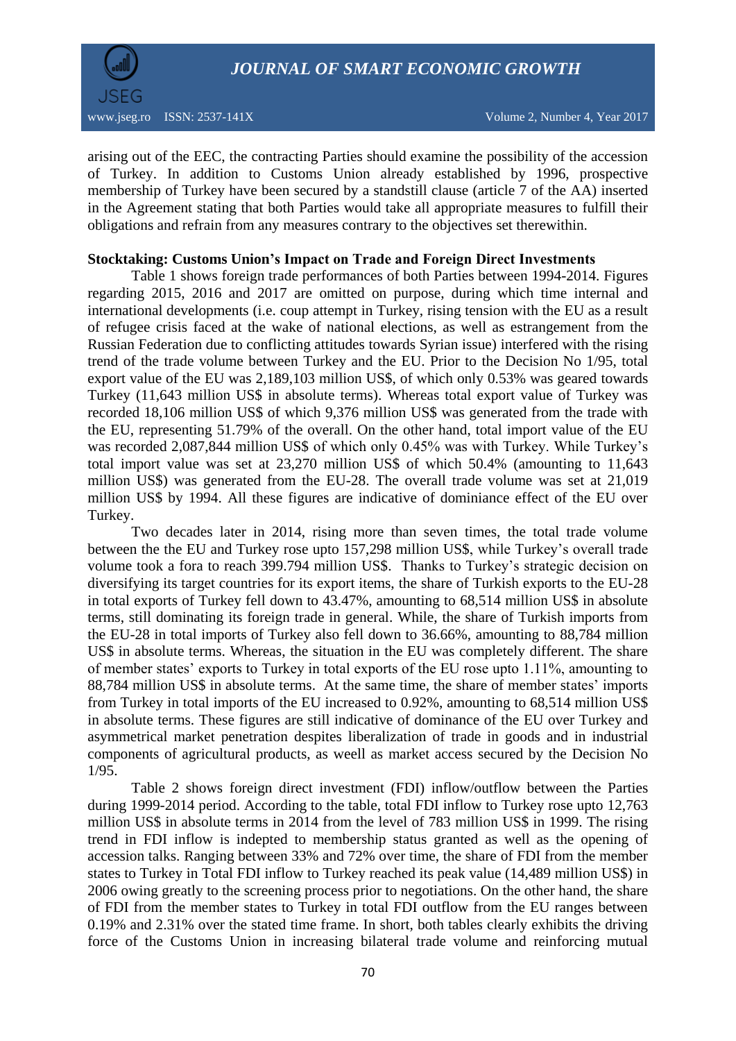arising out of the EEC, the contracting Parties should examine the possibility of the accession of Turkey. In addition to Customs Union already established by 1996, prospective membership of Turkey have been secured by a standstill clause (article 7 of the AA) inserted in the Agreement stating that both Parties would take all appropriate measures to fulfill their obligations and refrain from any measures contrary to the objectives set therewithin.

**Stocktaking: Customs Union's Impact on Trade and Foreign Direct Investments**

Table 1 shows foreign trade performances of both Parties between 1994-2014. Figures regarding 2015, 2016 and 2017 are omitted on purpose, during which time internal and international developments (i.e. coup attempt in Turkey, rising tension with the EU as a result of refugee crisis faced at the wake of national elections, as well as estrangement from the Russian Federation due to conflicting attitudes towards Syrian issue) interfered with the rising trend of the trade volume between Turkey and the EU. Prior to the Decision No 1/95, total export value of the EU was 2,189,103 million US$, of which only 0.53% was geared towards Turkey (11,643 million US$ in absolute terms). Whereas total export value of Turkey was recorded 18,106 million US$ of which 9,376 million US$ was generated from the trade with the EU, representing 51.79% of the overall. On the other hand, total import value of the EU was recorded 2,087,844 million US$ of which only 0.45% was with Turkey. While Turkey's total import value was set at 23,270 million US$ of which 50.4% (amounting to 11,643 million US$) was generated from the EU-28. The overall trade volume was set at 21,019 million US$ by 1994. All these figures are indicative of dominiance effect of the EU over Turkey.

Two decades later in 2014, rising more than seven times, the total trade volume between the the EU and Turkey rose upto 157,298 million US$, while Turkey's overall trade volume took a fora to reach 399.794 million US$. Thanks to Turkey's strategic decision on diversifying its target countries for its export items, the share of Turkish exports to the EU-28 in total exports of Turkey fell down to 43.47%, amounting to 68,514 million US$ in absolute terms, still dominating its foreign trade in general. While, the share of Turkish imports from the EU-28 in total imports of Turkey also fell down to 36.66%, amounting to 88,784 million US$ in absolute terms. Whereas, the situation in the EU was completely different. The share of member states' exports to Turkey in total exports of the EU rose upto 1.11%, amounting to 88,784 million US$ in absolute terms. At the same time, the share of member states' imports from Turkey in total imports of the EU increased to 0.92%, amounting to 68,514 million US$ in absolute terms. These figures are still indicative of dominance of the EU over Turkey and asymmetrical market penetration despites liberalization of trade in goods and in industrial components of agricultural products, as weell as market access secured by the Decision No 1/95.

Table 2 shows foreign direct investment (FDI) inflow/outflow between the Parties during 1999-2014 period. According to the table, total FDI inflow to Turkey rose upto 12,763 million US$ in absolute terms in 2014 from the level of 783 million US$ in 1999. The rising trend in FDI inflow is indepted to membership status granted as well as the opening of accession talks. Ranging between 33% and 72% over time, the share of FDI from the member states to Turkey in Total FDI inflow to Turkey reached its peak value (14,489 million US$) in 2006 owing greatly to the screening process prior to negotiations. On the other hand, the share of FDI from the member states to Turkey in total FDI outflow from the EU ranges between 0.19% and 2.31% over the stated time frame. In short, both tables clearly exhibits the driving force of the Customs Union in increasing bilateral trade volume and reinforcing mutual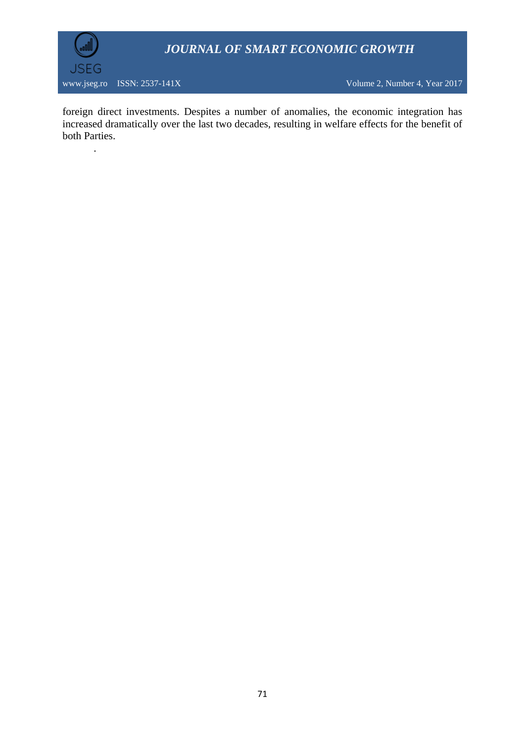foreign direct investments. Despites a number of anomalies, the economic integration has increased dramatically over the last two decades, resulting in welfare effects for the benefit of both Parties.

.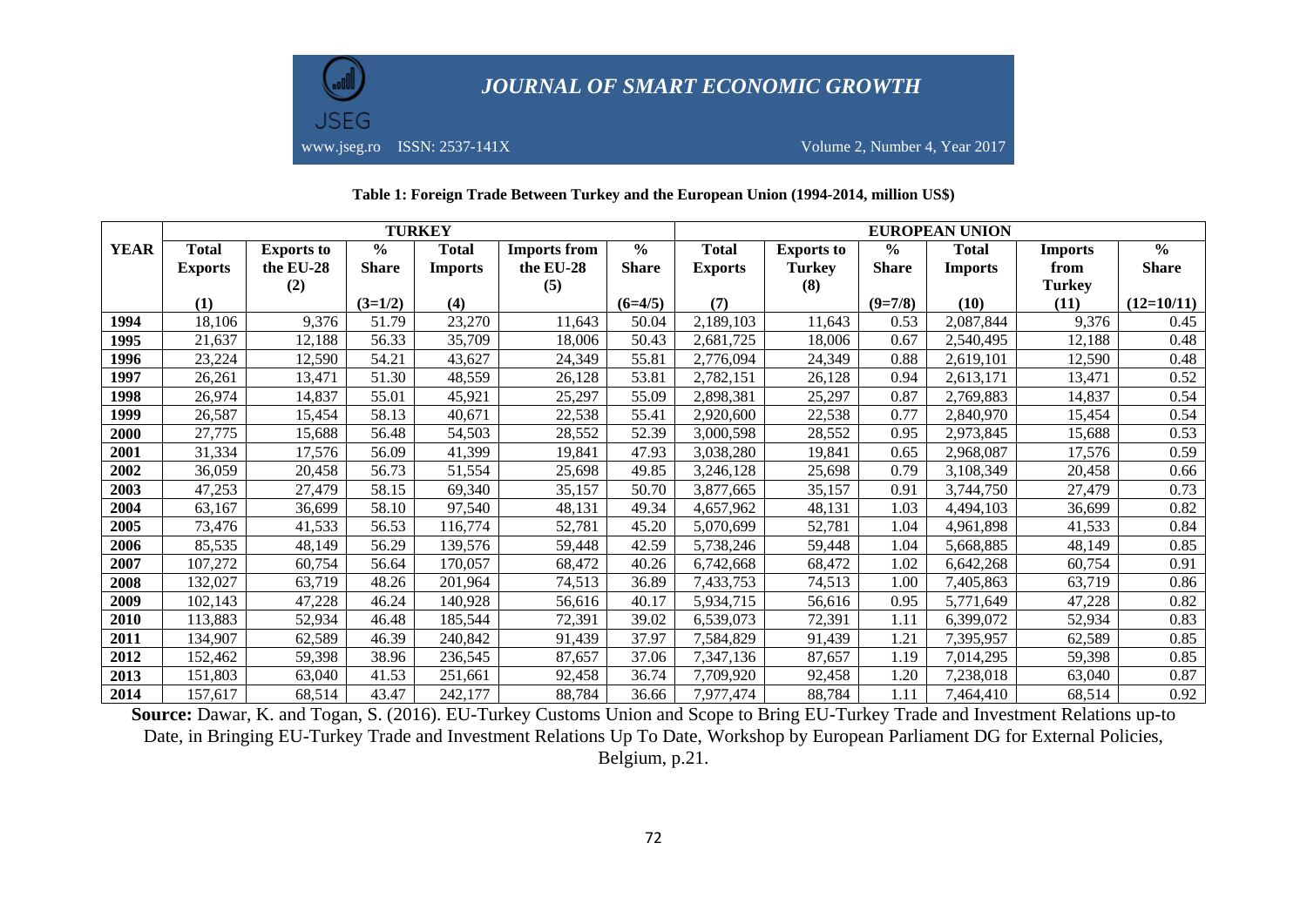**Table 1: Foreign Trade Between Turkey and the European Union (1994-2014, million US$)**

| YEAR | TURKEY | | | | | | EUROPEAN UNION | | | | | |
|---|---|---|---|---|---|---|---|---|---|---|---|---|
| | Total Exports (1) | Exports to the EU-28 (2) | % Share (3=1/2) | Total Imports (4) | Imports from the EU-28 (5) | % Share (6=4/5) | Total Exports (7) | Exports to Turkey (8) | % Share (9=7/8) | Total Imports (10) | Imports from Turkey (11) | % Share (12=10/11) |
| 1994 | 18,106 | 9,376 | 51.79 | 23,270 | 11,643 | 50.04 | 2,189,103 | 11,643 | 0.53 | 2,087,844 | 9,376 | 0.45 |
| 1995 | 21,637 | 12,188 | 56.33 | 35,709 | 18,006 | 50.43 | 2,681,725 | 18,006 | 0.67 | 2,540,495 | 12,188 | 0.48 |
| 1996 | 23,224 | 12,590 | 54.21 | 43,627 | 24,349 | 55.81 | 2,776,094 | 24,349 | 0.88 | 2,619,101 | 12,590 | 0.48 |
| 1997 | 26,261 | 13,471 | 51.30 | 48,559 | 26,128 | 53.81 | 2,782,151 | 26,128 | 0.94 | 2,613,171 | 13,471 | 0.52 |
| 1998 | 26,974 | 14,837 | 55.01 | 45,921 | 25,297 | 55.09 | 2,898,381 | 25,297 | 0.87 | 2,769,883 | 14,837 | 0.54 |
| 1999 | 26,587 | 15,454 | 58.13 | 40,671 | 22,538 | 55.41 | 2,920,600 | 22,538 | 0.77 | 2,840,970 | 15,454 | 0.54 |
| 2000 | 27,775 | 15,688 | 56.48 | 54,503 | 28,552 | 52.39 | 3,000,598 | 28,552 | 0.95 | 2,973,845 | 15,688 | 0.53 |
| 2001 | 31,334 | 17,576 | 56.09 | 41,399 | 19,841 | 47.93 | 3,038,280 | 19,841 | 0.65 | 2,968,087 | 17,576 | 0.59 |
| 2002 | 36,059 | 20,458 | 56.73 | 51,554 | 25,698 | 49.85 | 3,246,128 | 25,698 | 0.79 | 3,108,349 | 20,458 | 0.66 |
| 2003 | 47,253 | 27,479 | 58.15 | 69,340 | 35,157 | 50.70 | 3,877,665 | 35,157 | 0.91 | 3,744,750 | 27,479 | 0.73 |
| 2004 | 63,167 | 36,699 | 58.10 | 97,540 | 48,131 | 49.34 | 4,657,962 | 48,131 | 1.03 | 4,494,103 | 36,699 | 0.82 |
| 2005 | 73,476 | 41,533 | 56.53 | 116,774 | 52,781 | 45.20 | 5,070,699 | 52,781 | 1.04 | 4,961,898 | 41,533 | 0.84 |
| 2006 | 85,535 | 48,149 | 56.29 | 139,576 | 59,448 | 42.59 | 5,738,246 | 59,448 | 1.04 | 5,668,885 | 48,149 | 0.85 |
| 2007 | 107,272 | 60,754 | 56.64 | 170,057 | 68,472 | 40.26 | 6,742,668 | 68,472 | 1.02 | 6,642,268 | 60,754 | 0.91 |
| 2008 | 132,027 | 63,719 | 48.26 | 201,964 | 74,513 | 36.89 | 7,433,753 | 74,513 | 1.00 | 7,405,863 | 63,719 | 0.86 |
| 2009 | 102,143 | 47,228 | 46.24 | 140,928 | 56,616 | 40.17 | 5,934,715 | 56,616 | 0.95 | 5,771,649 | 47,228 | 0.82 |
| 2010 | 113,883 | 52,934 | 46.48 | 185,544 | 72,391 | 39.02 | 6,539,073 | 72,391 | 1.11 | 6,399,072 | 52,934 | 0.83 |
| 2011 | 134,907 | 62,589 | 46.39 | 240,842 | 91,439 | 37.97 | 7,584,829 | 91,439 | 1.21 | 7,395,957 | 62,589 | 0.85 |
| 2012 | 152,462 | 59,398 | 38.96 | 236,545 | 87,657 | 37.06 | 7,347,136 | 87,657 | 1.19 | 7,014,295 | 59,398 | 0.85 |
| 2013 | 151,803 | 63,040 | 41.53 | 251,661 | 92,458 | 36.74 | 7,709,920 | 92,458 | 1.20 | 7,238,018 | 63,040 | 0.87 |
| 2014 | 157,617 | 68,514 | 43.47 | 242,177 | 88,784 | 36.66 | 7,977,474 | 88,784 | 1.11 | 7,464,410 | 68,514 | 0.92 |

**Source:** Dawar, K. and Togan, S. (2016). EU-Turkey Customs Union and Scope to Bring EU-Turkey Trade and Investment Relations up-to Date, in Bringing EU-Turkey Trade and Investment Relations Up To Date, Workshop by European Parliament DG for External Policies, Belgium, p.21.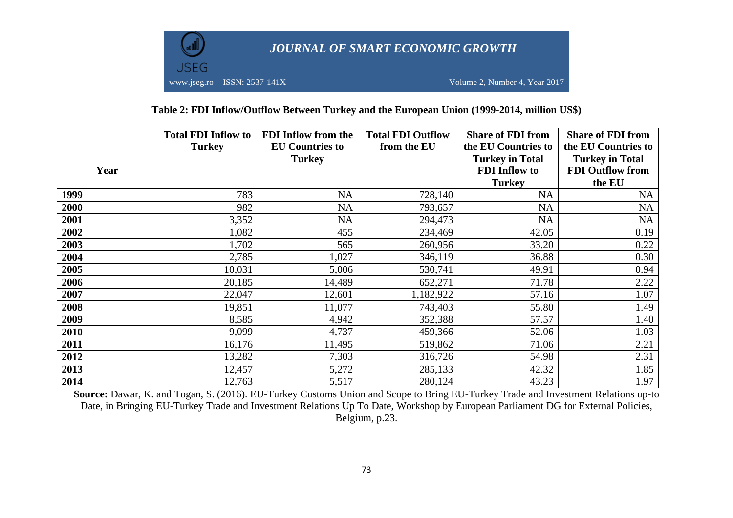**Table 2: FDI Inflow/Outflow Between Turkey and the European Union (1999-2014, million US$)**

| Year | Total FDI Inflow to Turkey | FDI Inflow from the EU Countries to Turkey | Total FDI Outflow from the EU | Share of FDI from the EU Countries to Turkey in Total FDI Inflow to Turkey | Share of FDI from the EU Countries to Turkey in Total FDI Outflow from the EU |
|---|---|---|---|---|---|
| **1999** | 783 | NA | 728,140 | NA | NA |
| **2000** | 982 | NA | 793,657 | NA | NA |
| **2001** | 3,352 | NA | 294,473 | NA | NA |
| **2002** | 1,082 | 455 | 234,469 | 42.05 | 0.19 |
| **2003** | 1,702 | 565 | 260,956 | 33.20 | 0.22 |
| **2004** | 2,785 | 1,027 | 346,119 | 36.88 | 0.30 |
| **2005** | 10,031 | 5,006 | 530,741 | 49.91 | 0.94 |
| **2006** | 20,185 | 14,489 | 652,271 | 71.78 | 2.22 |
| **2007** | 22,047 | 12,601 | 1,182,922 | 57.16 | 1.07 |
| **2008** | 19,851 | 11,077 | 743,403 | 55.80 | 1.49 |
| **2009** | 8,585 | 4,942 | 352,388 | 57.57 | 1.40 |
| **2010** | 9,099 | 4,737 | 459,366 | 52.06 | 1.03 |
| **2011** | 16,176 | 11,495 | 519,862 | 71.06 | 2.21 |
| **2012** | 13,282 | 7,303 | 316,726 | 54.98 | 2.31 |
| **2013** | 12,457 | 5,272 | 285,133 | 42.32 | 1.85 |
| **2014** | 12,763 | 5,517 | 280,124 | 43.23 | 1.97 |

**Source:** Dawar, K. and Togan, S. (2016). EU-Turkey Customs Union and Scope to Bring EU-Turkey Trade and Investment Relations up-to Date, in Bringing EU-Turkey Trade and Investment Relations Up To Date, Workshop by European Parliament DG for External Policies, Belgium, p.23.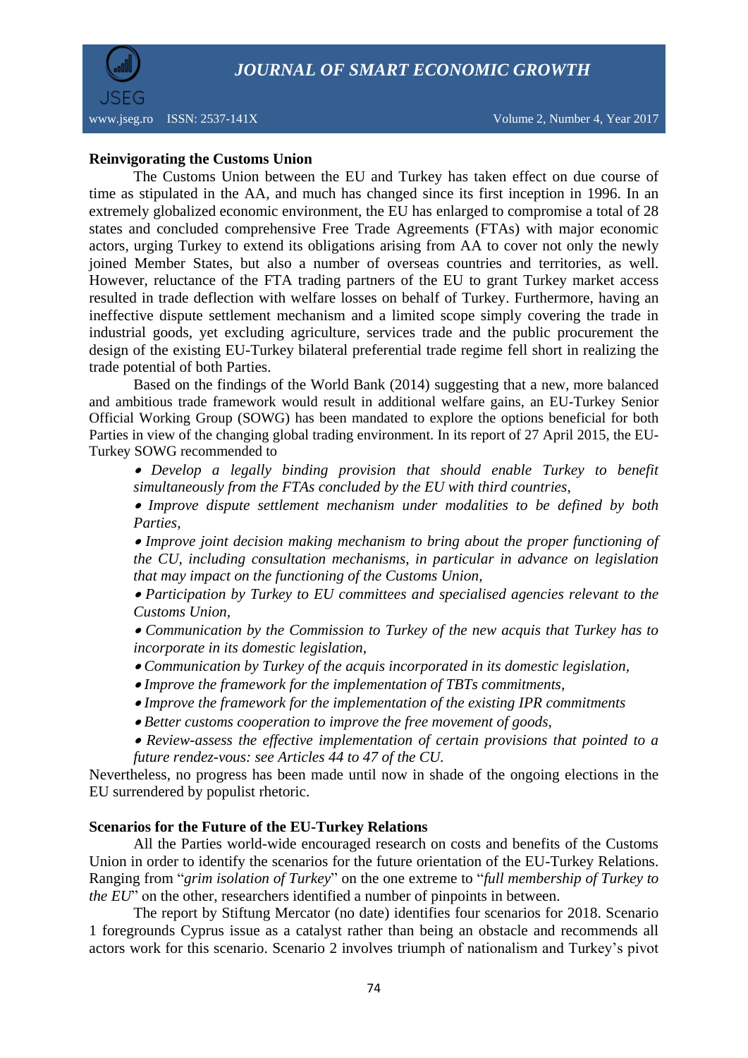**Reinvigorating the Customs Union**

The Customs Union between the EU and Turkey has taken effect on due course of time as stipulated in the AA, and much has changed since its first inception in 1996. In an extremely globalized economic environment, the EU has enlarged to compromise a total of 28 states and concluded comprehensive Free Trade Agreements (FTAs) with major economic actors, urging Turkey to extend its obligations arising from AA to cover not only the newly joined Member States, but also a number of overseas countries and territories, as well. However, reluctance of the FTA trading partners of the EU to grant Turkey market access resulted in trade deflection with welfare losses on behalf of Turkey. Furthermore, having an ineffective dispute settlement mechanism and a limited scope simply covering the trade in industrial goods, yet excluding agriculture, services trade and the public procurement the design of the existing EU-Turkey bilateral preferential trade regime fell short in realizing the trade potential of both Parties.

Based on the findings of the World Bank (2014) suggesting that a new, more balanced and ambitious trade framework would result in additional welfare gains, an EU-Turkey Senior Official Working Group (SOWG) has been mandated to explore the options beneficial for both Parties in view of the changing global trading environment. In its report of 27 April 2015, the EU-Turkey SOWG recommended to

- *Develop a legally binding provision that should enable Turkey to benefit simultaneously from the FTAs concluded by the EU with third countries,*
- *Improve dispute settlement mechanism under modalities to be defined by both Parties,*
- *Improve joint decision making mechanism to bring about the proper functioning of the CU, including consultation mechanisms, in particular in advance on legislation that may impact on the functioning of the Customs Union,*
- *Participation by Turkey to EU committees and specialised agencies relevant to the Customs Union,*
- *Communication by the Commission to Turkey of the new acquis that Turkey has to incorporate in its domestic legislation,*
- *Communication by Turkey of the acquis incorporated in its domestic legislation,*
- *Improve the framework for the implementation of TBTs commitments,*
- *Improve the framework for the implementation of the existing IPR commitments*
- *Better customs cooperation to improve the free movement of goods,*
- *Review-assess the effective implementation of certain provisions that pointed to a future rendez-vous: see Articles 44 to 47 of the CU.*

Nevertheless, no progress has been made until now in shade of the ongoing elections in the EU surrendered by populist rhetoric.

**Scenarios for the Future of the EU-Turkey Relations**

All the Parties world-wide encouraged research on costs and benefits of the Customs Union in order to identify the scenarios for the future orientation of the EU-Turkey Relations. Ranging from "*grim isolation of Turkey*" on the one extreme to "*full membership of Turkey to the EU*" on the other, researchers identified a number of pinpoints in between.

The report by Stiftung Mercator (no date) identifies four scenarios for 2018. Scenario 1 foregrounds Cyprus issue as a catalyst rather than being an obstacle and recommends all actors work for this scenario. Scenario 2 involves triumph of nationalism and Turkey's pivot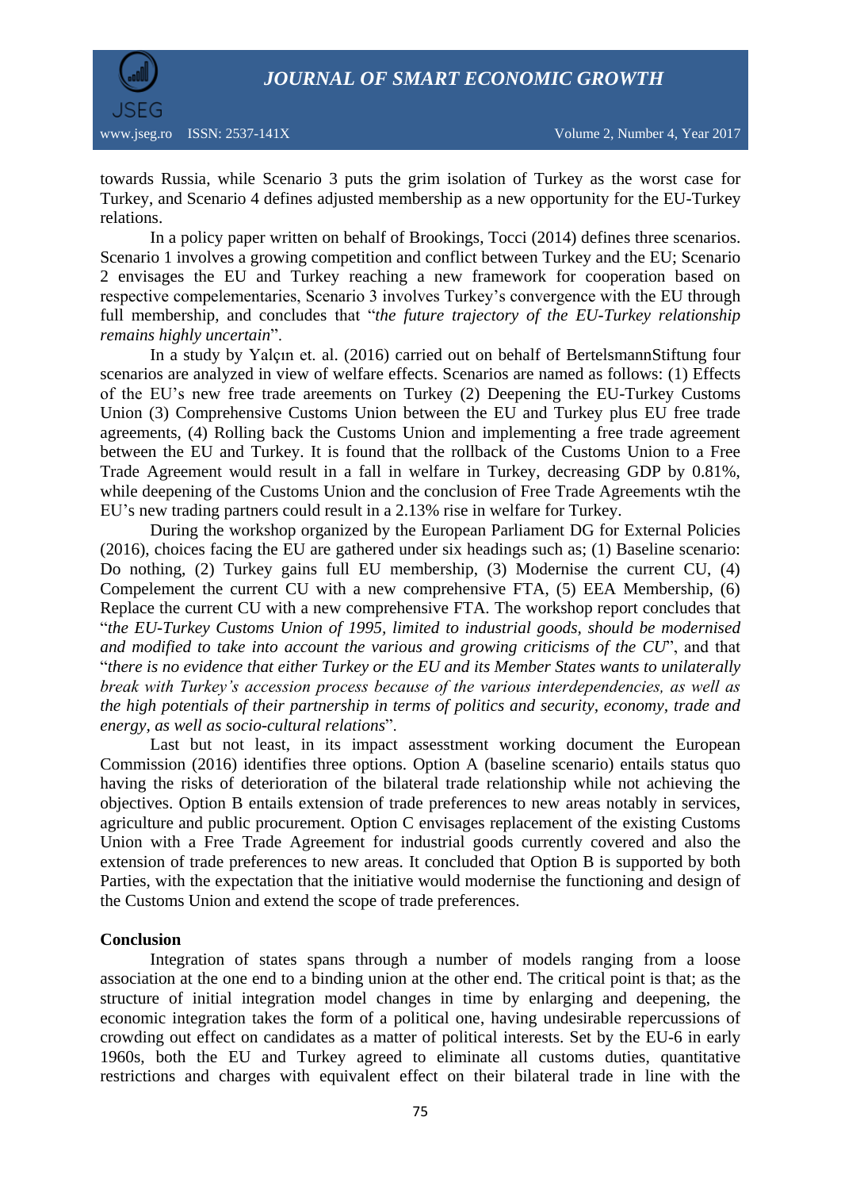towards Russia, while Scenario 3 puts the grim isolation of Turkey as the worst case for Turkey, and Scenario 4 defines adjusted membership as a new opportunity for the EU-Turkey relations.

In a policy paper written on behalf of Brookings, Tocci (2014) defines three scenarios. Scenario 1 involves a growing competition and conflict between Turkey and the EU; Scenario 2 envisages the EU and Turkey reaching a new framework for cooperation based on respective compelementaries, Scenario 3 involves Turkey's convergence with the EU through full membership, and concludes that "*the future trajectory of the EU-Turkey relationship remains highly uncertain*".

In a study by Yalçın et. al. (2016) carried out on behalf of BertelsmannStiftung four scenarios are analyzed in view of welfare effects. Scenarios are named as follows: (1) Effects of the EU's new free trade areements on Turkey (2) Deepening the EU-Turkey Customs Union (3) Comprehensive Customs Union between the EU and Turkey plus EU free trade agreements, (4) Rolling back the Customs Union and implementing a free trade agreement between the EU and Turkey. It is found that the rollback of the Customs Union to a Free Trade Agreement would result in a fall in welfare in Turkey, decreasing GDP by 0.81%, while deepening of the Customs Union and the conclusion of Free Trade Agreements wtih the EU's new trading partners could result in a 2.13% rise in welfare for Turkey.

During the workshop organized by the European Parliament DG for External Policies (2016), choices facing the EU are gathered under six headings such as; (1) Baseline scenario: Do nothing, (2) Turkey gains full EU membership, (3) Modernise the current CU, (4) Compelement the current CU with a new comprehensive FTA, (5) EEA Membership, (6) Replace the current CU with a new comprehensive FTA. The workshop report concludes that "*the EU-Turkey Customs Union of 1995, limited to industrial goods, should be modernised and modified to take into account the various and growing criticisms of the CU*", and that "*there is no evidence that either Turkey or the EU and its Member States wants to unilaterally break with Turkey's accession process because of the various interdependencies, as well as the high potentials of their partnership in terms of politics and security, economy, trade and energy, as well as socio-cultural relations*".

Last but not least, in its impact assesstment working document the European Commission (2016) identifies three options. Option A (baseline scenario) entails status quo having the risks of deterioration of the bilateral trade relationship while not achieving the objectives. Option B entails extension of trade preferences to new areas notably in services, agriculture and public procurement. Option C envisages replacement of the existing Customs Union with a Free Trade Agreement for industrial goods currently covered and also the extension of trade preferences to new areas. It concluded that Option B is supported by both Parties, with the expectation that the initiative would modernise the functioning and design of the Customs Union and extend the scope of trade preferences.

## Conclusion

Integration of states spans through a number of models ranging from a loose association at the one end to a binding union at the other end. The critical point is that; as the structure of initial integration model changes in time by enlarging and deepening, the economic integration takes the form of a political one, having undesirable repercussions of crowding out effect on candidates as a matter of political interests. Set by the EU-6 in early 1960s, both the EU and Turkey agreed to eliminate all customs duties, quantitative restrictions and charges with equivalent effect on their bilateral trade in line with the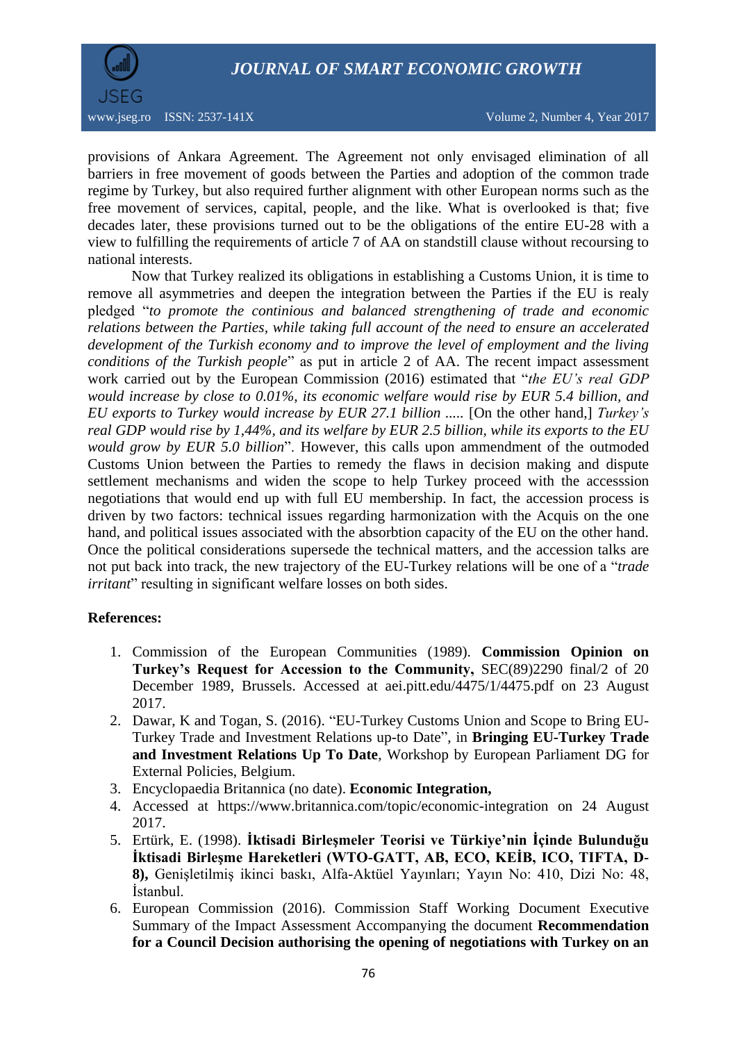provisions of Ankara Agreement. The Agreement not only envisaged elimination of all barriers in free movement of goods between the Parties and adoption of the common trade regime by Turkey, but also required further alignment with other European norms such as the free movement of services, capital, people, and the like. What is overlooked is that; five decades later, these provisions turned out to be the obligations of the entire EU-28 with a view to fulfilling the requirements of article 7 of AA on standstill clause without recoursing to national interests.

Now that Turkey realized its obligations in establishing a Customs Union, it is time to remove all asymmetries and deepen the integration between the Parties if the EU is realy pledged "*to promote the continious and balanced strengthening of trade and economic relations between the Parties, while taking full account of the need to ensure an accelerated development of the Turkish economy and to improve the level of employment and the living conditions of the Turkish people*" as put in article 2 of AA. The recent impact assessment work carried out by the European Commission (2016) estimated that "*the EU's real GDP would increase by close to 0.01%, its economic welfare would rise by EUR 5.4 billion, and EU exports to Turkey would increase by EUR 27.1 billion* ..... [On the other hand,] *Turkey's real GDP would rise by 1,44%, and its welfare by EUR 2.5 billion, while its exports to the EU would grow by EUR 5.0 billion*". However, this calls upon ammendment of the outmoded Customs Union between the Parties to remedy the flaws in decision making and dispute settlement mechanisms and widen the scope to help Turkey proceed with the accesssion negotiations that would end up with full EU membership. In fact, the accession process is driven by two factors: technical issues regarding harmonization with the Acquis on the one hand, and political issues associated with the absorbtion capacity of the EU on the other hand. Once the political considerations supersede the technical matters, and the accession talks are not put back into track, the new trajectory of the EU-Turkey relations will be one of a "*trade irritant*" resulting in significant welfare losses on both sides.

**References:**

1. Commission of the European Communities (1989). **Commission Opinion on Turkey's Request for Accession to the Community,** SEC(89)2290 final/2 of 20 December 1989, Brussels. Accessed at aei.pitt.edu/4475/1/4475.pdf on 23 August 2017.
2. Dawar, K and Togan, S. (2016). "EU-Turkey Customs Union and Scope to Bring EU-Turkey Trade and Investment Relations up-to Date", in **Bringing EU-Turkey Trade and Investment Relations Up To Date**, Workshop by European Parliament DG for External Policies, Belgium.
3. Encyclopaedia Britannica (no date). **Economic Integration,**
4. Accessed at https://www.britannica.com/topic/economic-integration on 24 August 2017.
5. Ertürk, E. (1998). **İktisadi Birleşmeler Teorisi ve Türkiye'nin İçinde Bulunduğu İktisadi Birleşme Hareketleri (WTO-GATT, AB, ECO, KEİB, ICO, TIFTA, D-8),** Genişletilmiş ikinci baskı, Alfa-Aktüel Yayınları; Yayın No: 410, Dizi No: 48, İstanbul.
6. European Commission (2016). Commission Staff Working Document Executive Summary of the Impact Assessment Accompanying the document **Recommendation for a Council Decision authorising the opening of negotiations with Turkey on an**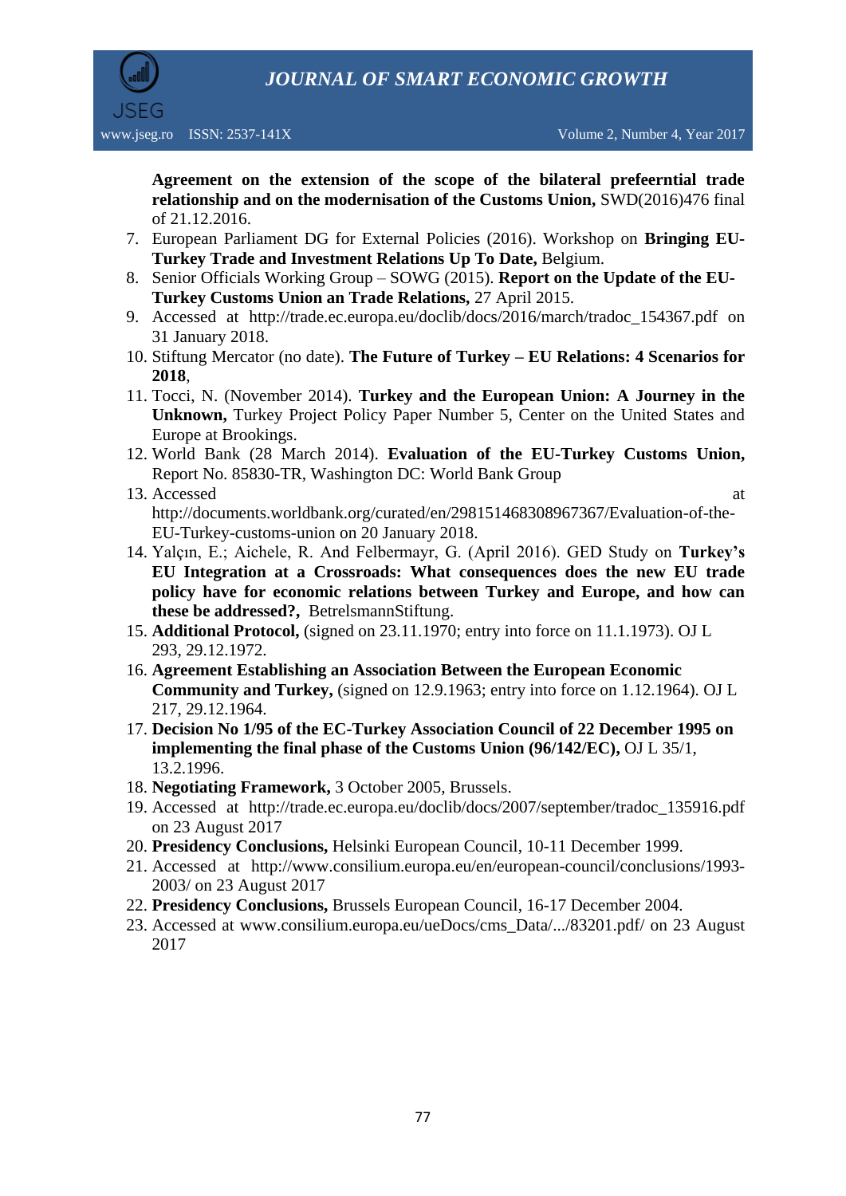**Agreement on the extension of the scope of the bilateral prefeerntial trade relationship and on the modernisation of the Customs Union,** SWD(2016)476 final of 21.12.2016.

7. European Parliament DG for External Policies (2016). Workshop on **Bringing EU-Turkey Trade and Investment Relations Up To Date,** Belgium.
8. Senior Officials Working Group – SOWG (2015). **Report on the Update of the EU-Turkey Customs Union an Trade Relations,** 27 April 2015.
9. Accessed at http://trade.ec.europa.eu/doclib/docs/2016/march/tradoc_154367.pdf on 31 January 2018.
10. Stiftung Mercator (no date). **The Future of Turkey – EU Relations: 4 Scenarios for 2018**,
11. Tocci, N. (November 2014). **Turkey and the European Union: A Journey in the Unknown,** Turkey Project Policy Paper Number 5, Center on the United States and Europe at Brookings.
12. World Bank (28 March 2014). **Evaluation of the EU-Turkey Customs Union,** Report No. 85830-TR, Washington DC: World Bank Group
13. Accessed at http://documents.worldbank.org/curated/en/298151468308967367/Evaluation-of-the-EU-Turkey-customs-union on 20 January 2018.
14. Yalçın, E.; Aichele, R. And Felbermayr, G. (April 2016). GED Study on **Turkey's EU Integration at a Crossroads: What consequences does the new EU trade policy have for economic relations between Turkey and Europe, and how can these be addressed?,** BetrelsmannStiftung.
15. **Additional Protocol,** (signed on 23.11.1970; entry into force on 11.1.1973). OJ L 293, 29.12.1972.
16. **Agreement Establishing an Association Between the European Economic Community and Turkey,** (signed on 12.9.1963; entry into force on 1.12.1964). OJ L 217, 29.12.1964.
17. **Decision No 1/95 of the EC-Turkey Association Council of 22 December 1995 on implementing the final phase of the Customs Union (96/142/EC),** OJ L 35/1, 13.2.1996.
18. **Negotiating Framework,** 3 October 2005, Brussels.
19. Accessed at http://trade.ec.europa.eu/doclib/docs/2007/september/tradoc_135916.pdf on 23 August 2017
20. **Presidency Conclusions,** Helsinki European Council, 10-11 December 1999.
21. Accessed at http://www.consilium.europa.eu/en/european-council/conclusions/1993-2003/ on 23 August 2017
22. **Presidency Conclusions,** Brussels European Council, 16-17 December 2004.
23. Accessed at www.consilium.europa.eu/ueDocs/cms_Data/.../83201.pdf/ on 23 August 2017